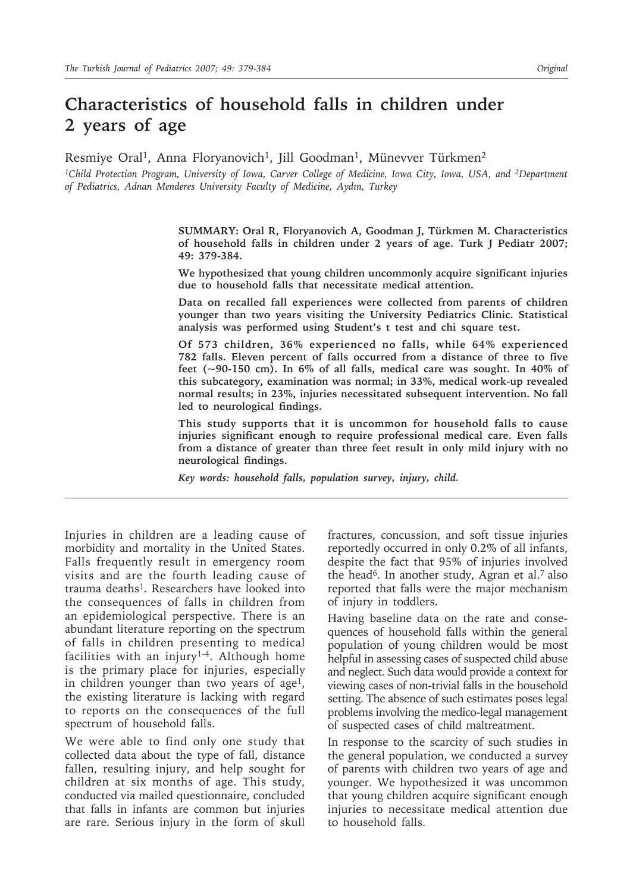# Characteristics of household falls in children under 2 years of age

Resmiye Oral[1], Anna Floryanovich[1], Jill Goodman[1], Münevver Türkmen[2]

[1]Child Protection Program, University of Iowa, Carver College of Medicine, Iowa City, Iowa, USA, and [2]Department of Pediatrics, Adnan Menderes University Faculty of Medicine, Aydın, Turkey

**SUMMARY: Oral R, Floryanovich A, Goodman J, Türkmen M. Characteristics of household falls in children under 2 years of age. Turk J Pediatr 2007; 49: 379-384.**

**We hypothesized that young children uncommonly acquire significant injuries due to household falls that necessitate medical attention.**

**Data on recalled fall experiences were collected from parents of children younger than two years visiting the University Pediatrics Clinic. Statistical analysis was performed using Student's t test and chi square test.**

**Of 573 children, 36% experienced no falls, while 64% experienced 782 falls. Eleven percent of falls occurred from a distance of three to five feet (~90-150 cm). In 6% of all falls, medical care was sought. In 40% of this subcategory, examination was normal; in 33%, medical work-up revealed normal results; in 23%, injuries necessitated subsequent intervention. No fall led to neurological findings.**

**This study supports that it is uncommon for household falls to cause injuries significant enough to require professional medical care. Even falls from a distance of greater than three feet result in only mild injury with no neurological findings.**

***Key words: household falls, population survey, injury, child.***

Injuries in children are a leading cause of morbidity and mortality in the United States. Falls frequently result in emergency room visits and are the fourth leading cause of trauma deaths[1]. Researchers have looked into the consequences of falls in children from an epidemiological perspective. There is an abundant literature reporting on the spectrum of falls in children presenting to medical facilities with an injury[1-4]. Although home is the primary place for injuries, especially in children younger than two years of age[1], the existing literature is lacking with regard to reports on the consequences of the full spectrum of household falls.

We were able to find only one study that collected data about the type of fall, distance fallen, resulting injury, and help sought for children at six months of age. This study, conducted via mailed questionnaire, concluded that falls in infants are common but injuries are rare. Serious injury in the form of skull fractures, concussion, and soft tissue injuries reportedly occurred in only 0.2% of all infants, despite the fact that 95% of injuries involved the head[6]. In another study, Agran et al.[7] also reported that falls were the major mechanism of injury in toddlers.

Having baseline data on the rate and consequences of household falls within the general population of young children would be most helpful in assessing cases of suspected child abuse and neglect. Such data would provide a context for viewing cases of non-trivial falls in the household setting. The absence of such estimates poses legal problems involving the medico-legal management of suspected cases of child maltreatment.

In response to the scarcity of such studies in the general population, we conducted a survey of parents with children two years of age and younger. We hypothesized it was uncommon that young children acquire significant enough injuries to necessitate medical attention due to household falls.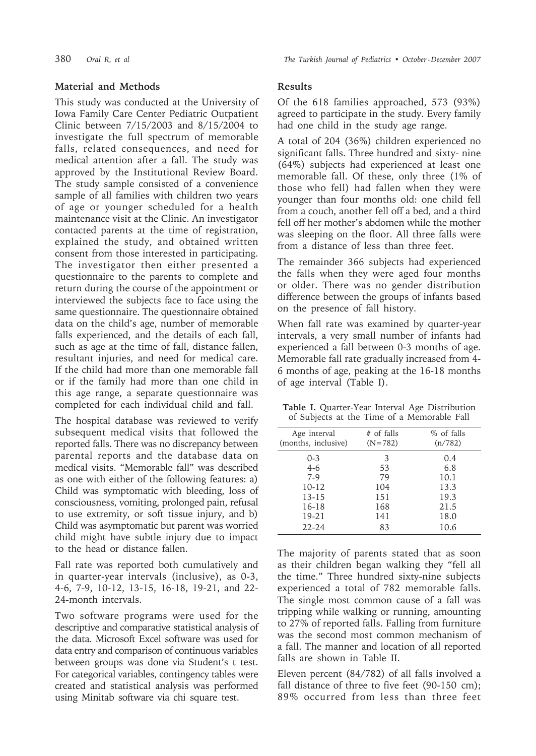## Material and Methods

This study was conducted at the University of Iowa Family Care Center Pediatric Outpatient Clinic between 7/15/2003 and 8/15/2004 to investigate the full spectrum of memorable falls, related consequences, and need for medical attention after a fall. The study was approved by the Institutional Review Board. The study sample consisted of a convenience sample of all families with children two years of age or younger scheduled for a health maintenance visit at the Clinic. An investigator contacted parents at the time of registration, explained the study, and obtained written consent from those interested in participating. The investigator then either presented a questionnaire to the parents to complete and return during the course of the appointment or interviewed the subjects face to face using the same questionnaire. The questionnaire obtained data on the child's age, number of memorable falls experienced, and the details of each fall, such as age at the time of fall, distance fallen, resultant injuries, and need for medical care. If the child had more than one memorable fall or if the family had more than one child in this age range, a separate questionnaire was completed for each individual child and fall.

The hospital database was reviewed to verify subsequent medical visits that followed the reported falls. There was no discrepancy between parental reports and the database data on medical visits. "Memorable fall" was described as one with either of the following features: a) Child was symptomatic with bleeding, loss of consciousness, vomiting, prolonged pain, refusal to use extremity, or soft tissue injury, and b) Child was asymptomatic but parent was worried child might have subtle injury due to impact to the head or distance fallen.

Fall rate was reported both cumulatively and in quarter-year intervals (inclusive), as 0-3, 4-6, 7-9, 10-12, 13-15, 16-18, 19-21, and 22-24-month intervals.

Two software programs were used for the descriptive and comparative statistical analysis of the data. Microsoft Excel software was used for data entry and comparison of continuous variables between groups was done via Student's t test. For categorical variables, contingency tables were created and statistical analysis was performed using Minitab software via chi square test.

## Results

Of the 618 families approached, 573 (93%) agreed to participate in the study. Every family had one child in the study age range.

A total of 204 (36%) children experienced no significant falls. Three hundred and sixty- nine (64%) subjects had experienced at least one memorable fall. Of these, only three (1% of those who fell) had fallen when they were younger than four months old: one child fell from a couch, another fell off a bed, and a third fell off her mother's abdomen while the mother was sleeping on the floor. All three falls were from a distance of less than three feet.

The remainder 366 subjects had experienced the falls when they were aged four months or older. There was no gender distribution difference between the groups of infants based on the presence of fall history.

When fall rate was examined by quarter-year intervals, a very small number of infants had experienced a fall between 0-3 months of age. Memorable fall rate gradually increased from 4-6 months of age, peaking at the 16-18 months of age interval (Table I).

**Table I.** Quarter-Year Interval Age Distribution of Subjects at the Time of a Memorable Fall

| Age interval (months, inclusive) | # of falls (N=782) | % of falls (n/782) |
|---|---|---|
| 0-3 | 3 | 0.4 |
| 4-6 | 53 | 6.8 |
| 7-9 | 79 | 10.1 |
| 10-12 | 104 | 13.3 |
| 13-15 | 151 | 19.3 |
| 16-18 | 168 | 21.5 |
| 19-21 | 141 | 18.0 |
| 22-24 | 83 | 10.6 |

The majority of parents stated that as soon as their children began walking they "fell all the time." Three hundred sixty-nine subjects experienced a total of 782 memorable falls. The single most common cause of a fall was tripping while walking or running, amounting to 27% of reported falls. Falling from furniture was the second most common mechanism of a fall. The manner and location of all reported falls are shown in Table II.

Eleven percent (84/782) of all falls involved a fall distance of three to five feet (90-150 cm); 89% occurred from less than three feet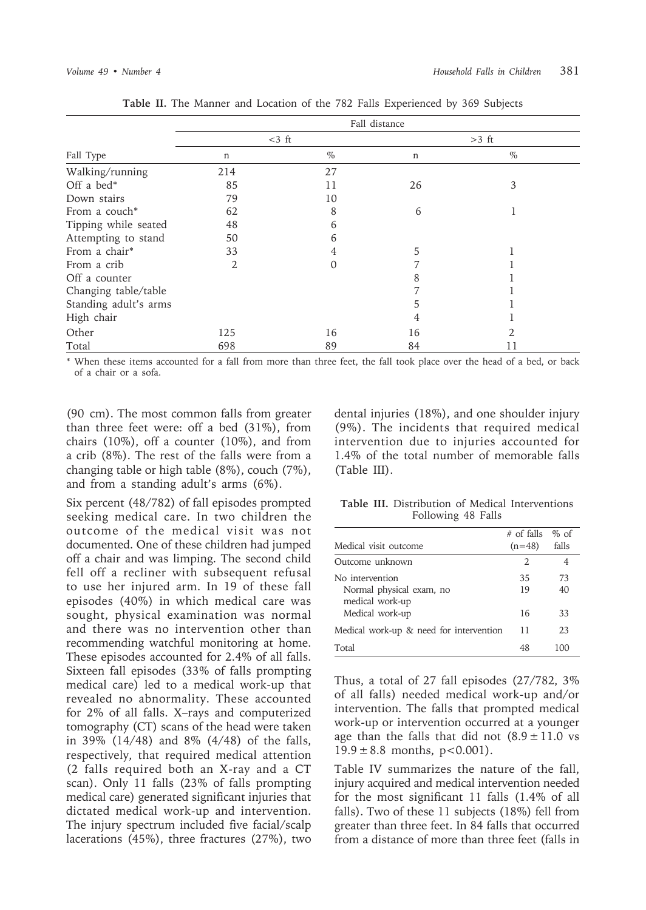**Table II.** The Manner and Location of the 782 Falls Experienced by 369 Subjects

| | Fall distance | | | |
|---|---|---|---|---|
| | <3 ft | | >3 ft | |
| Fall Type | n | % | n | % |
| Walking/running | 214 | 27 | | |
| Off a bed* | 85 | 11 | 26 | 3 |
| Down stairs | 79 | 10 | | |
| From a couch* | 62 | 8 | 6 | 1 |
| Tipping while seated | 48 | 6 | | |
| Attempting to stand | 50 | 6 | | |
| From a chair* | 33 | 4 | 5 | 1 |
| From a crib | 2 | 0 | 7 | 1 |
| Off a counter | | | 8 | 1 |
| Changing table/table | | | 7 | 1 |
| Standing adult's arms | | | 5 | 1 |
| High chair | | | 4 | 1 |
| Other | 125 | 16 | 16 | 2 |
| Total | 698 | 89 | 84 | 11 |

* When these items accounted for a fall from more than three feet, the fall took place over the head of a bed, or back of a chair or a sofa.

(90 cm). The most common falls from greater than three feet were: off a bed (31%), from chairs (10%), off a counter (10%), and from a crib (8%). The rest of the falls were from a changing table or high table (8%), couch (7%), and from a standing adult's arms (6%).

Six percent (48/782) of fall episodes prompted seeking medical care. In two children the outcome of the medical visit was not documented. One of these children had jumped off a chair and was limping. The second child fell off a recliner with subsequent refusal to use her injured arm. In 19 of these fall episodes (40%) in which medical care was sought, physical examination was normal and there was no intervention other than recommending watchful monitoring at home. These episodes accounted for 2.4% of all falls. Sixteen fall episodes (33% of falls prompting medical care) led to a medical work-up that revealed no abnormality. These accounted for 2% of all falls. X–rays and computerized tomography (CT) scans of the head were taken in 39% (14/48) and 8% (4/48) of the falls, respectively, that required medical attention (2 falls required both an X-ray and a CT scan). Only 11 falls (23% of falls prompting medical care) generated significant injuries that dictated medical work-up and intervention. The injury spectrum included five facial/scalp lacerations (45%), three fractures (27%), two dental injuries (18%), and one shoulder injury (9%). The incidents that required medical intervention due to injuries accounted for 1.4% of the total number of memorable falls (Table III).

**Table III.** Distribution of Medical Interventions Following 48 Falls

| Medical visit outcome | # of falls (n=48) | % of falls |
|---|---|---|
| Outcome unknown | 2 | 4 |
| No intervention | 35 | 73 |
| Normal physical exam, no medical work-up | 19 | 40 |
| Medical work-up | 16 | 33 |
| Medical work-up & need for intervention | 11 | 23 |
| Total | 48 | 100 |

Thus, a total of 27 fall episodes (27/782, 3% of all falls) needed medical work-up and/or intervention. The falls that prompted medical work-up or intervention occurred at a younger age than the falls that did not ($8.9 \pm 11.0$ vs $19.9 \pm 8.8$ months, $p<0.001$).

Table IV summarizes the nature of the fall, injury acquired and medical intervention needed for the most significant 11 falls (1.4% of all falls). Two of these 11 subjects (18%) fell from greater than three feet. In 84 falls that occurred from a distance of more than three feet (falls in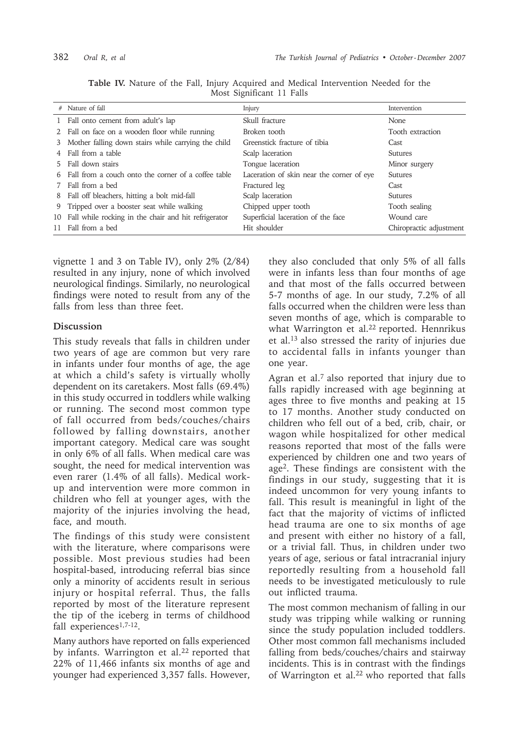**Table IV.** Nature of the Fall, Injury Acquired and Medical Intervention Needed for the Most Significant 11 Falls

| # | Nature of fall | Injury | Intervention |
|---|---|---|---|
| 1 | Fall onto cement from adult's lap | Skull fracture | None |
| 2 | Fall on face on a wooden floor while running | Broken tooth | Tooth extraction |
| 3 | Mother falling down stairs while carrying the child | Greenstick fracture of tibia | Cast |
| 4 | Fall from a table | Scalp laceration | Sutures |
| 5 | Fall down stairs | Tongue laceration | Minor surgery |
| 6 | Fall from a couch onto the corner of a coffee table | Laceration of skin near the corner of eye | Sutures |
| 7 | Fall from a bed | Fractured leg | Cast |
| 8 | Fall off bleachers, hitting a bolt mid-fall | Scalp laceration | Sutures |
| 9 | Tripped over a booster seat while walking | Chipped upper tooth | Tooth sealing |
| 10 | Fall while rocking in the chair and hit refrigerator | Superficial laceration of the face | Wound care |
| 11 | Fall from a bed | Hit shoulder | Chiropractic adjustment |

vignette 1 and 3 on Table IV), only 2% (2/84) resulted in any injury, none of which involved neurological findings. Similarly, no neurological findings were noted to result from any of the falls from less than three feet.

## Discussion

This study reveals that falls in children under two years of age are common but very rare in infants under four months of age, the age at which a child's safety is virtually wholly dependent on its caretakers. Most falls (69.4%) in this study occurred in toddlers while walking or running. The second most common type of fall occurred from beds/couches/chairs followed by falling downstairs, another important category. Medical care was sought in only 6% of all falls. When medical care was sought, the need for medical intervention was even rarer (1.4% of all falls). Medical work-up and intervention were more common in children who fell at younger ages, with the majority of the injuries involving the head, face, and mouth.

The findings of this study were consistent with the literature, where comparisons were possible. Most previous studies had been hospital-based, introducing referral bias since only a minority of accidents result in serious injury or hospital referral. Thus, the falls reported by most of the literature represent the tip of the iceberg in terms of childhood fall experiences[1,7-12].

Many authors have reported on falls experienced by infants. Warrington et al.[22] reported that 22% of 11,466 infants six months of age and younger had experienced 3,357 falls. However, they also concluded that only 5% of all falls were in infants less than four months of age and that most of the falls occurred between 5-7 months of age. In our study, 7.2% of all falls occurred when the children were less than seven months of age, which is comparable to what Warrington et al.[22] reported. Hennrikus et al.[13] also stressed the rarity of injuries due to accidental falls in infants younger than one year.

Agran et al.[7] also reported that injury due to falls rapidly increased with age beginning at ages three to five months and peaking at 15 to 17 months. Another study conducted on children who fell out of a bed, crib, chair, or wagon while hospitalized for other medical reasons reported that most of the falls were experienced by children one and two years of age[2]. These findings are consistent with the findings in our study, suggesting that it is indeed uncommon for very young infants to fall. This result is meaningful in light of the fact that the majority of victims of inflicted head trauma are one to six months of age and present with either no history of a fall, or a trivial fall. Thus, in children under two years of age, serious or fatal intracranial injury reportedly resulting from a household fall needs to be investigated meticulously to rule out inflicted trauma.

The most common mechanism of falling in our study was tripping while walking or running since the study population included toddlers. Other most common fall mechanisms included falling from beds/couches/chairs and stairway incidents. This is in contrast with the findings of Warrington et al.[22] who reported that falls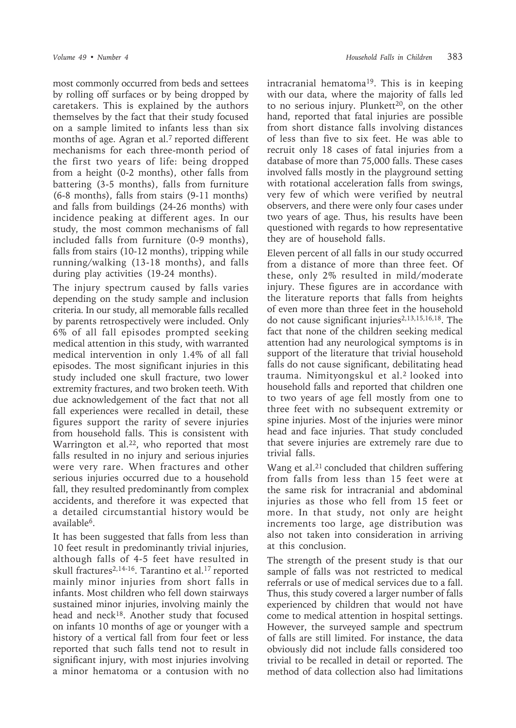most commonly occurred from beds and settees by rolling off surfaces or by being dropped by caretakers. This is explained by the authors themselves by the fact that their study focused on a sample limited to infants less than six months of age. Agran et al.[7] reported different mechanisms for each three-month period of the first two years of life: being dropped from a height (0-2 months), other falls from battering (3-5 months), falls from furniture (6-8 months), falls from stairs (9-11 months) and falls from buildings (24-26 months) with incidence peaking at different ages. In our study, the most common mechanisms of fall included falls from furniture (0-9 months), falls from stairs (10-12 months), tripping while running/walking (13-18 months), and falls during play activities (19-24 months).

The injury spectrum caused by falls varies depending on the study sample and inclusion criteria. In our study, all memorable falls recalled by parents retrospectively were included. Only 6% of all fall episodes prompted seeking medical attention in this study, with warranted medical intervention in only 1.4% of all fall episodes. The most significant injuries in this study included one skull fracture, two lower extremity fractures, and two broken teeth. With due acknowledgement of the fact that not all fall experiences were recalled in detail, these figures support the rarity of severe injuries from household falls. This is consistent with Warrington et al.[22], who reported that most falls resulted in no injury and serious injuries were very rare. When fractures and other serious injuries occurred due to a household fall, they resulted predominantly from complex accidents, and therefore it was expected that a detailed circumstantial history would be available[6].

It has been suggested that falls from less than 10 feet result in predominantly trivial injuries, although falls of 4-5 feet have resulted in skull fractures[2,14-16]. Tarantino et al.[17] reported mainly minor injuries from short falls in infants. Most children who fell down stairways sustained minor injuries, involving mainly the head and neck[18]. Another study that focused on infants 10 months of age or younger with a history of a vertical fall from four feet or less reported that such falls tend not to result in significant injury, with most injuries involving a minor hematoma or a contusion with no intracranial hematoma[19]. This is in keeping with our data, where the majority of falls led to no serious injury. Plunkett[20], on the other hand, reported that fatal injuries are possible from short distance falls involving distances of less than five to six feet. He was able to recruit only 18 cases of fatal injuries from a database of more than 75,000 falls. These cases involved falls mostly in the playground setting with rotational acceleration falls from swings, very few of which were verified by neutral observers, and there were only four cases under two years of age. Thus, his results have been questioned with regards to how representative they are of household falls.

Eleven percent of all falls in our study occurred from a distance of more than three feet. Of these, only 2% resulted in mild/moderate injury. These figures are in accordance with the literature reports that falls from heights of even more than three feet in the household do not cause significant injuries[2,13,15,16,18]. The fact that none of the children seeking medical attention had any neurological symptoms is in support of the literature that trivial household falls do not cause significant, debilitating head trauma. Nimityongskul et al.[2] looked into household falls and reported that children one to two years of age fell mostly from one to three feet with no subsequent extremity or spine injuries. Most of the injuries were minor head and face injuries. That study concluded that severe injuries are extremely rare due to trivial falls.

Wang et al.[21] concluded that children suffering from falls from less than 15 feet were at the same risk for intracranial and abdominal injuries as those who fell from 15 feet or more. In that study, not only are height increments too large, age distribution was also not taken into consideration in arriving at this conclusion.

The strength of the present study is that our sample of falls was not restricted to medical referrals or use of medical services due to a fall. Thus, this study covered a larger number of falls experienced by children that would not have come to medical attention in hospital settings. However, the surveyed sample and spectrum of falls are still limited. For instance, the data obviously did not include falls considered too trivial to be recalled in detail or reported. The method of data collection also had limitations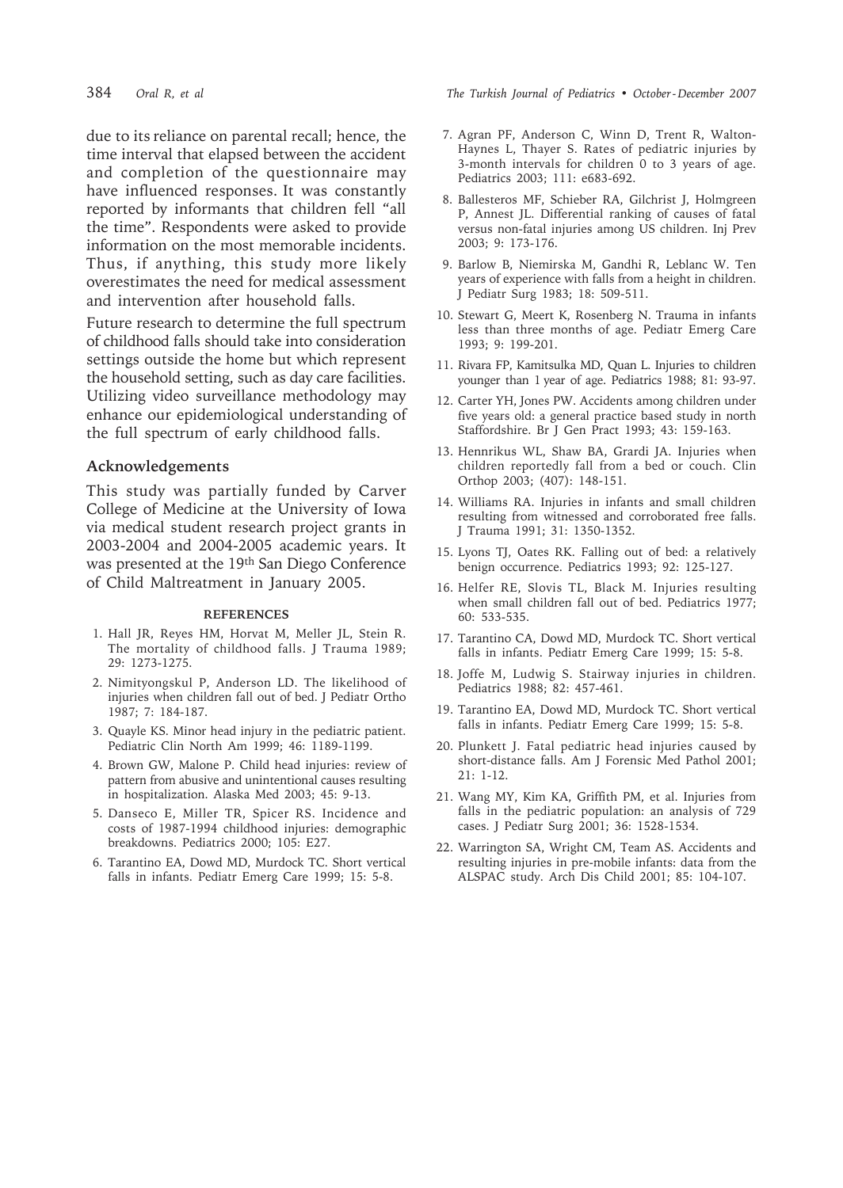due to its reliance on parental recall; hence, the time interval that elapsed between the accident and completion of the questionnaire may have influenced responses. It was constantly reported by informants that children fell "all the time". Respondents were asked to provide information on the most memorable incidents. Thus, if anything, this study more likely overestimates the need for medical assessment and intervention after household falls.

Future research to determine the full spectrum of childhood falls should take into consideration settings outside the home but which represent the household setting, such as day care facilities. Utilizing video surveillance methodology may enhance our epidemiological understanding of the full spectrum of early childhood falls.

## Acknowledgements

This study was partially funded by Carver College of Medicine at the University of Iowa via medical student research project grants in 2003-2004 and 2004-2005 academic years. It was presented at the 19th San Diego Conference of Child Maltreatment in January 2005.

## REFERENCES

1. Hall JR, Reyes HM, Horvat M, Meller JL, Stein R. The mortality of childhood falls. J Trauma 1989; 29: 1273-1275.
2. Nimityongskul P, Anderson LD. The likelihood of injuries when children fall out of bed. J Pediatr Ortho 1987; 7: 184-187.
3. Quayle KS. Minor head injury in the pediatric patient. Pediatric Clin North Am 1999; 46: 1189-1199.
4. Brown GW, Malone P. Child head injuries: review of pattern from abusive and unintentional causes resulting in hospitalization. Alaska Med 2003; 45: 9-13.
5. Danseco E, Miller TR, Spicer RS. Incidence and costs of 1987-1994 childhood injuries: demographic breakdowns. Pediatrics 2000; 105: E27.
6. Tarantino EA, Dowd MD, Murdock TC. Short vertical falls in infants. Pediatr Emerg Care 1999; 15: 5-8.
7. Agran PF, Anderson C, Winn D, Trent R, Walton-Haynes L, Thayer S. Rates of pediatric injuries by 3-month intervals for children 0 to 3 years of age. Pediatrics 2003; 111: e683-692.
8. Ballesteros MF, Schieber RA, Gilchrist J, Holmgreen P, Annest JL. Differential ranking of causes of fatal versus non-fatal injuries among US children. Inj Prev 2003; 9: 173-176.
9. Barlow B, Niemirska M, Gandhi R, Leblanc W. Ten years of experience with falls from a height in children. J Pediatr Surg 1983; 18: 509-511.
10. Stewart G, Meert K, Rosenberg N. Trauma in infants less than three months of age. Pediatr Emerg Care 1993; 9: 199-201.
11. Rivara FP, Kamitsulka MD, Quan L. Injuries to children younger than 1 year of age. Pediatrics 1988; 81: 93-97.
12. Carter YH, Jones PW. Accidents among children under five years old: a general practice based study in north Staffordshire. Br J Gen Pract 1993; 43: 159-163.
13. Hennrikus WL, Shaw BA, Grardi JA. Injuries when children reportedly fall from a bed or couch. Clin Orthop 2003; (407): 148-151.
14. Williams RA. Injuries in infants and small children resulting from witnessed and corroborated free falls. J Trauma 1991; 31: 1350-1352.
15. Lyons TJ, Oates RK. Falling out of bed: a relatively benign occurrence. Pediatrics 1993; 92: 125-127.
16. Helfer RE, Slovis TL, Black M. Injuries resulting when small children fall out of bed. Pediatrics 1977; 60: 533-535.
17. Tarantino CA, Dowd MD, Murdock TC. Short vertical falls in infants. Pediatr Emerg Care 1999; 15: 5-8.
18. Joffe M, Ludwig S. Stairway injuries in children. Pediatrics 1988; 82: 457-461.
19. Tarantino EA, Dowd MD, Murdock TC. Short vertical falls in infants. Pediatr Emerg Care 1999; 15: 5-8.
20. Plunkett J. Fatal pediatric head injuries caused by short-distance falls. Am J Forensic Med Pathol 2001; 21: 1-12.
21. Wang MY, Kim KA, Griffith PM, et al. Injuries from falls in the pediatric population: an analysis of 729 cases. J Pediatr Surg 2001; 36: 1528-1534.
22. Warrington SA, Wright CM, Team AS. Accidents and resulting injuries in pre-mobile infants: data from the ALSPAC study. Arch Dis Child 2001; 85: 104-107.